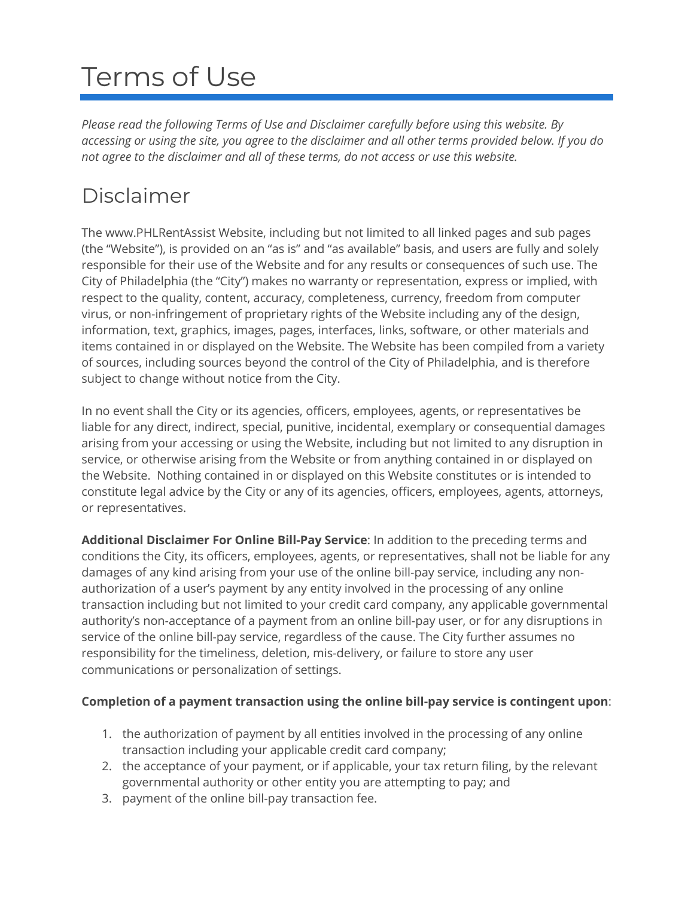# Terms of Use

*Please read the following Terms of Use and Disclaimer carefully before using this website. By accessing or using the site, you agree to the disclaimer and all other terms provided below. If you do not agree to the disclaimer and all of these terms, do not access or use this website.*

## Disclaimer

The www.PHLRentAssist Website, including but not limited to all linked pages and sub pages (the "Website"), is provided on an "as is" and "as available" basis, and users are fully and solely responsible for their use of the Website and for any results or consequences of such use. The City of Philadelphia (the "City") makes no warranty or representation, express or implied, with respect to the quality, content, accuracy, completeness, currency, freedom from computer virus, or non-infringement of proprietary rights of the Website including any of the design, information, text, graphics, images, pages, interfaces, links, software, or other materials and items contained in or displayed on the Website. The Website has been compiled from a variety of sources, including sources beyond the control of the City of Philadelphia, and is therefore subject to change without notice from the City.

In no event shall the City or its agencies, officers, employees, agents, or representatives be liable for any direct, indirect, special, punitive, incidental, exemplary or consequential damages arising from your accessing or using the Website, including but not limited to any disruption in service, or otherwise arising from the Website or from anything contained in or displayed on the Website. Nothing contained in or displayed on this Website constitutes or is intended to constitute legal advice by the City or any of its agencies, officers, employees, agents, attorneys, or representatives.

**Additional Disclaimer For Online Bill-Pay Service**: In addition to the preceding terms and conditions the City, its officers, employees, agents, or representatives, shall not be liable for any damages of any kind arising from your use of the online bill-pay service, including any non-authorization of a user's payment by any entity involved in the processing of any online transaction including but not limited to your credit card company, any applicable governmental authority's non-acceptance of a payment from an online bill-pay user, or for any disruptions in service of the online bill-pay service, regardless of the cause. The City further assumes no responsibility for the timeliness, deletion, mis-delivery, or failure to store any user communications or personalization of settings.

**Completion of a payment transaction using the online bill-pay service is contingent upon**:

1. the authorization of payment by all entities involved in the processing of any online transaction including your applicable credit card company;
2. the acceptance of your payment, or if applicable, your tax return filing, by the relevant governmental authority or other entity you are attempting to pay; and
3. payment of the online bill-pay transaction fee.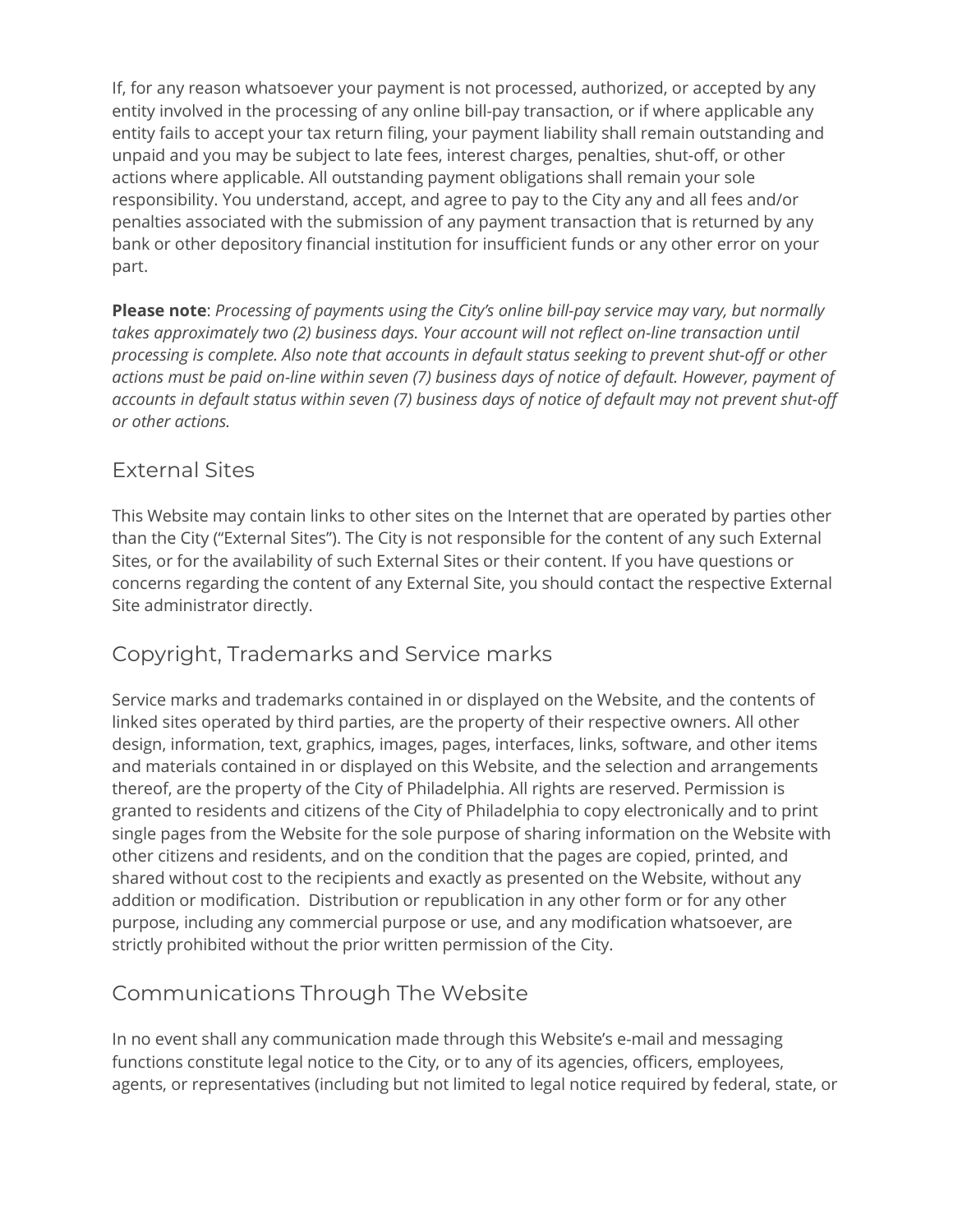If, for any reason whatsoever your payment is not processed, authorized, or accepted by any entity involved in the processing of any online bill-pay transaction, or if where applicable any entity fails to accept your tax return filing, your payment liability shall remain outstanding and unpaid and you may be subject to late fees, interest charges, penalties, shut-off, or other actions where applicable. All outstanding payment obligations shall remain your sole responsibility. You understand, accept, and agree to pay to the City any and all fees and/or penalties associated with the submission of any payment transaction that is returned by any bank or other depository financial institution for insufficient funds or any other error on your part.

**Please note**: *Processing of payments using the City's online bill-pay service may vary, but normally takes approximately two (2) business days. Your account will not reflect on-line transaction until processing is complete. Also note that accounts in default status seeking to prevent shut-off or other actions must be paid on-line within seven (7) business days of notice of default. However, payment of accounts in default status within seven (7) business days of notice of default may not prevent shut-off or other actions.*

## External Sites

This Website may contain links to other sites on the Internet that are operated by parties other than the City ("External Sites"). The City is not responsible for the content of any such External Sites, or for the availability of such External Sites or their content. If you have questions or concerns regarding the content of any External Site, you should contact the respective External Site administrator directly.

## Copyright, Trademarks and Service marks

Service marks and trademarks contained in or displayed on the Website, and the contents of linked sites operated by third parties, are the property of their respective owners. All other design, information, text, graphics, images, pages, interfaces, links, software, and other items and materials contained in or displayed on this Website, and the selection and arrangements thereof, are the property of the City of Philadelphia. All rights are reserved. Permission is granted to residents and citizens of the City of Philadelphia to copy electronically and to print single pages from the Website for the sole purpose of sharing information on the Website with other citizens and residents, and on the condition that the pages are copied, printed, and shared without cost to the recipients and exactly as presented on the Website, without any addition or modification. Distribution or republication in any other form or for any other purpose, including any commercial purpose or use, and any modification whatsoever, are strictly prohibited without the prior written permission of the City.

## Communications Through The Website

In no event shall any communication made through this Website's e-mail and messaging functions constitute legal notice to the City, or to any of its agencies, officers, employees, agents, or representatives (including but not limited to legal notice required by federal, state, or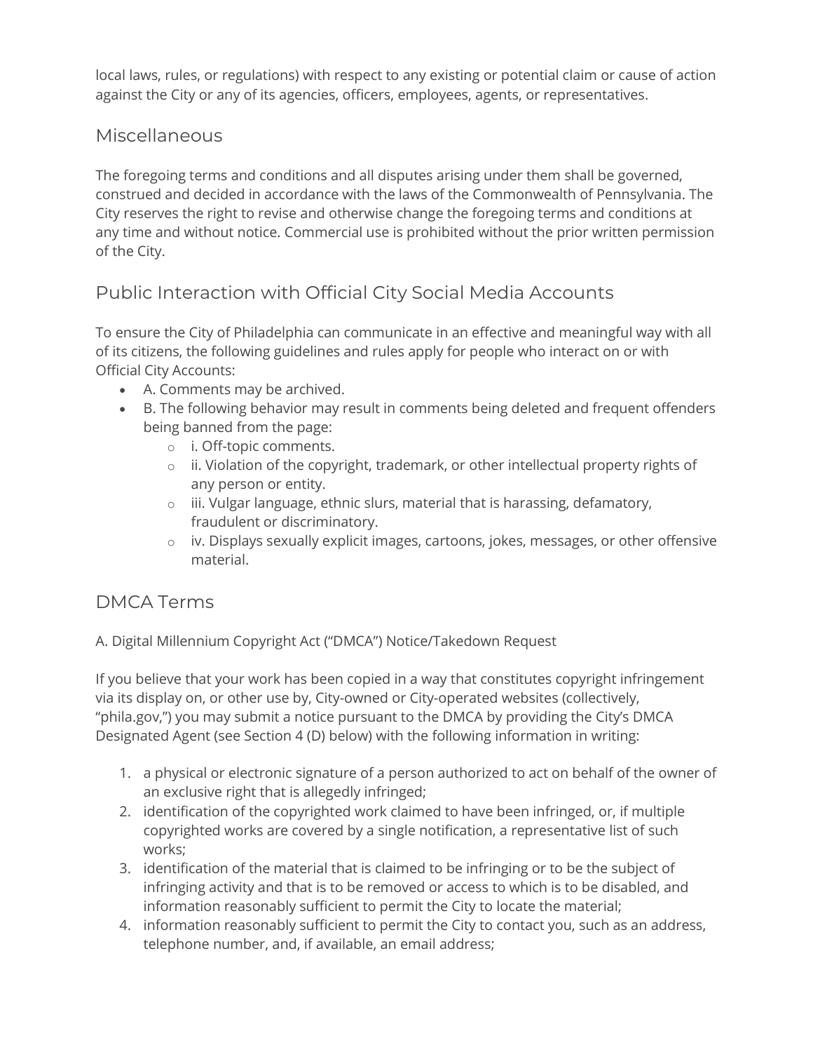local laws, rules, or regulations) with respect to any existing or potential claim or cause of action against the City or any of its agencies, officers, employees, agents, or representatives.

## Miscellaneous

The foregoing terms and conditions and all disputes arising under them shall be governed, construed and decided in accordance with the laws of the Commonwealth of Pennsylvania. The City reserves the right to revise and otherwise change the foregoing terms and conditions at any time and without notice. Commercial use is prohibited without the prior written permission of the City.

## Public Interaction with Official City Social Media Accounts

To ensure the City of Philadelphia can communicate in an effective and meaningful way with all of its citizens, the following guidelines and rules apply for people who interact on or with Official City Accounts:

- A. Comments may be archived.
- B. The following behavior may result in comments being deleted and frequent offenders being banned from the page:
  - i. Off-topic comments.
  - ii. Violation of the copyright, trademark, or other intellectual property rights of any person or entity.
  - iii. Vulgar language, ethnic slurs, material that is harassing, defamatory, fraudulent or discriminatory.
  - iv. Displays sexually explicit images, cartoons, jokes, messages, or other offensive material.

## DMCA Terms

A. Digital Millennium Copyright Act ("DMCA") Notice/Takedown Request

If you believe that your work has been copied in a way that constitutes copyright infringement via its display on, or other use by, City-owned or City-operated websites (collectively, "phila.gov,") you may submit a notice pursuant to the DMCA by providing the City's DMCA Designated Agent (see Section 4 (D) below) with the following information in writing:

1. a physical or electronic signature of a person authorized to act on behalf of the owner of an exclusive right that is allegedly infringed;
2. identification of the copyrighted work claimed to have been infringed, or, if multiple copyrighted works are covered by a single notification, a representative list of such works;
3. identification of the material that is claimed to be infringing or to be the subject of infringing activity and that is to be removed or access to which is to be disabled, and information reasonably sufficient to permit the City to locate the material;
4. information reasonably sufficient to permit the City to contact you, such as an address, telephone number, and, if available, an email address;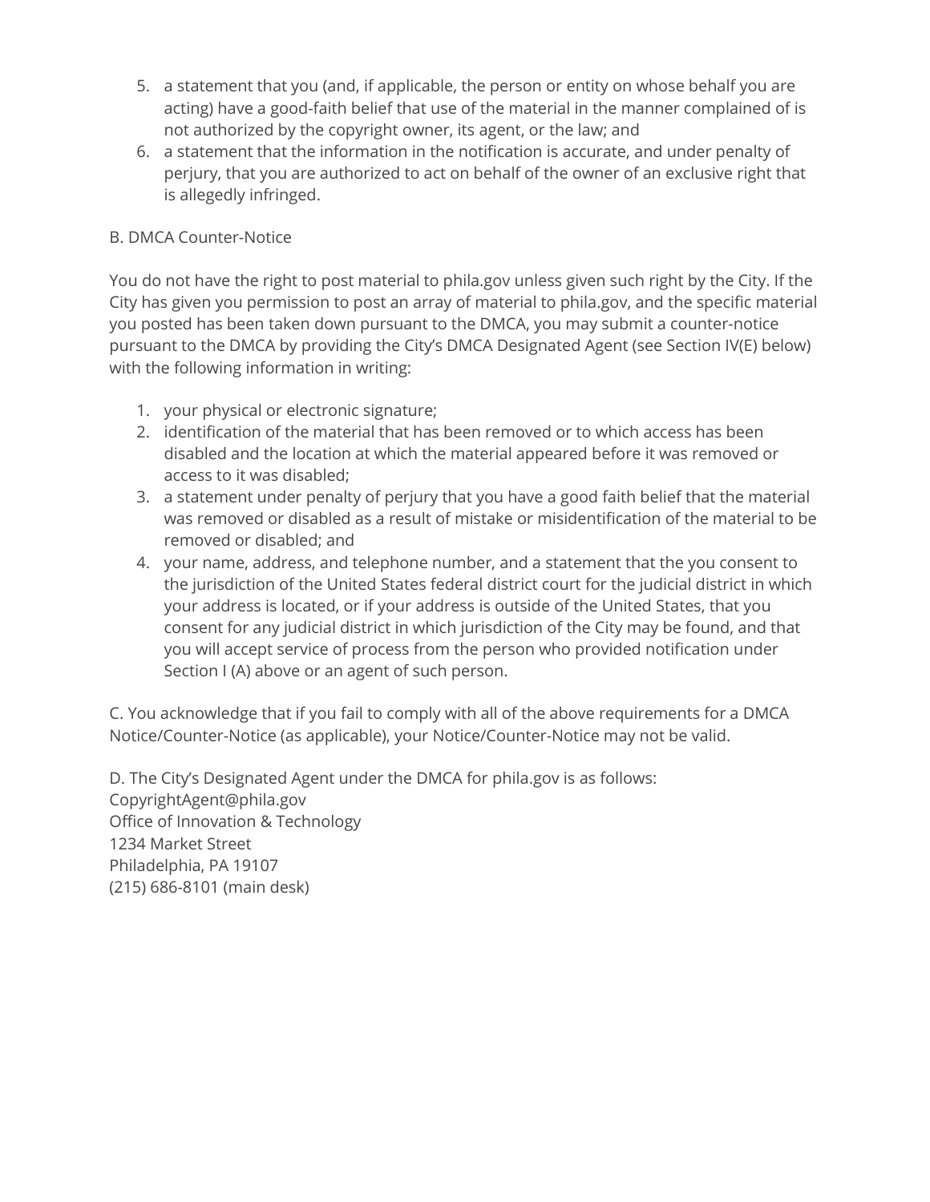5. a statement that you (and, if applicable, the person or entity on whose behalf you are acting) have a good-faith belief that use of the material in the manner complained of is not authorized by the copyright owner, its agent, or the law; and
6. a statement that the information in the notification is accurate, and under penalty of perjury, that you are authorized to act on behalf of the owner of an exclusive right that is allegedly infringed.

B. DMCA Counter-Notice

You do not have the right to post material to phila.gov unless given such right by the City. If the City has given you permission to post an array of material to phila.gov, and the specific material you posted has been taken down pursuant to the DMCA, you may submit a counter-notice pursuant to the DMCA by providing the City's DMCA Designated Agent (see Section IV(E) below) with the following information in writing:

1. your physical or electronic signature;
2. identification of the material that has been removed or to which access has been disabled and the location at which the material appeared before it was removed or access to it was disabled;
3. a statement under penalty of perjury that you have a good faith belief that the material was removed or disabled as a result of mistake or misidentification of the material to be removed or disabled; and
4. your name, address, and telephone number, and a statement that the you consent to the jurisdiction of the United States federal district court for the judicial district in which your address is located, or if your address is outside of the United States, that you consent for any judicial district in which jurisdiction of the City may be found, and that you will accept service of process from the person who provided notification under Section I (A) above or an agent of such person.

C. You acknowledge that if you fail to comply with all of the above requirements for a DMCA Notice/Counter-Notice (as applicable), your Notice/Counter-Notice may not be valid.

D. The City's Designated Agent under the DMCA for phila.gov is as follows:
CopyrightAgent@phila.gov
Office of Innovation & Technology
1234 Market Street
Philadelphia, PA 19107
(215) 686-8101 (main desk)